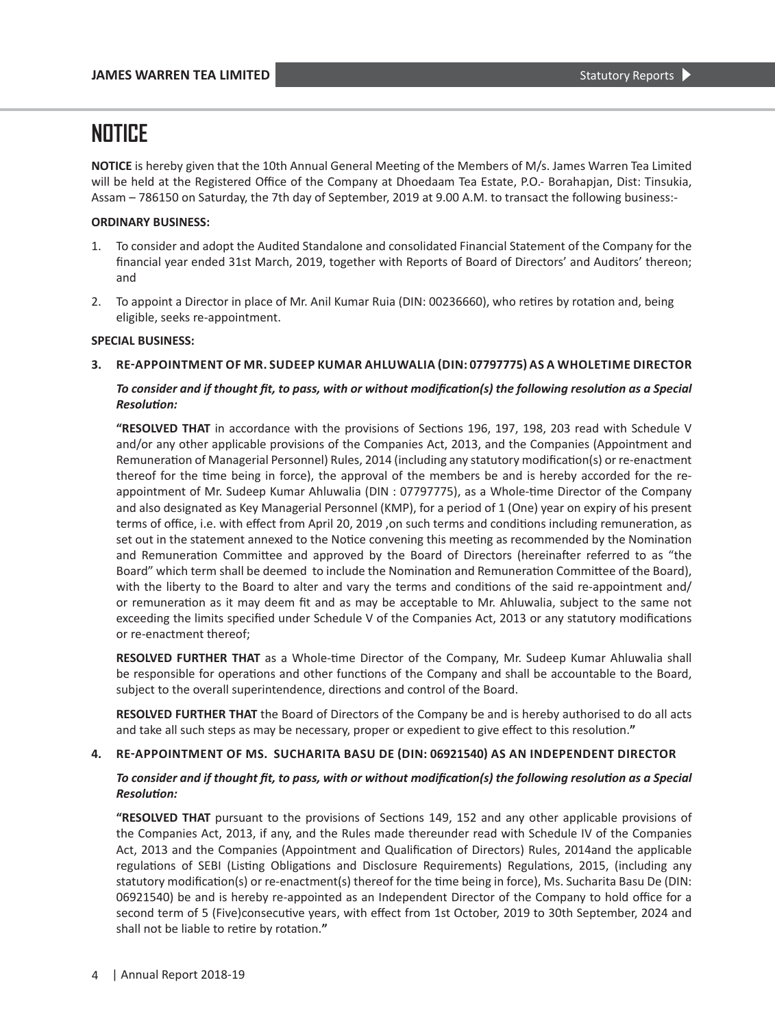# NOTICE

**NOTICE** is hereby given that the 10th Annual General Meeting of the Members of M/s. James Warren Tea Limited will be held at the Registered Office of the Company at Dhoedaam Tea Estate, P.O.- Borahapjan, Dist: Tinsukia, Assam – 786150 on Saturday, the 7th day of September, 2019 at 9.00 A.M. to transact the following business:-

**ORDINARY BUSINESS:**

1. To consider and adopt the Audited Standalone and consolidated Financial Statement of the Company for the financial year ended 31st March, 2019, together with Reports of Board of Directors' and Auditors' thereon; and
2. To appoint a Director in place of Mr. Anil Kumar Ruia (DIN: 00236660), who retires by rotation and, being eligible, seeks re-appointment.

**SPECIAL BUSINESS:**

**3. RE-APPOINTMENT OF MR. SUDEEP KUMAR AHLUWALIA (DIN: 07797775) AS A WHOLETIME DIRECTOR**

***To consider and if thought fit, to pass, with or without modification(s) the following resolution as a Special Resolution:***

**"RESOLVED THAT** in accordance with the provisions of Sections 196, 197, 198, 203 read with Schedule V and/or any other applicable provisions of the Companies Act, 2013, and the Companies (Appointment and Remuneration of Managerial Personnel) Rules, 2014 (including any statutory modification(s) or re-enactment thereof for the time being in force), the approval of the members be and is hereby accorded for the re-appointment of Mr. Sudeep Kumar Ahluwalia (DIN : 07797775), as a Whole-time Director of the Company and also designated as Key Managerial Personnel (KMP), for a period of 1 (One) year on expiry of his present terms of office, i.e. with effect from April 20, 2019 ,on such terms and conditions including remuneration, as set out in the statement annexed to the Notice convening this meeting as recommended by the Nomination and Remuneration Committee and approved by the Board of Directors (hereinafter referred to as "the Board" which term shall be deemed to include the Nomination and Remuneration Committee of the Board), with the liberty to the Board to alter and vary the terms and conditions of the said re-appointment and/ or remuneration as it may deem fit and as may be acceptable to Mr. Ahluwalia, subject to the same not exceeding the limits specified under Schedule V of the Companies Act, 2013 or any statutory modifications or re-enactment thereof;

**RESOLVED FURTHER THAT** as a Whole-time Director of the Company, Mr. Sudeep Kumar Ahluwalia shall be responsible for operations and other functions of the Company and shall be accountable to the Board, subject to the overall superintendence, directions and control of the Board.

**RESOLVED FURTHER THAT** the Board of Directors of the Company be and is hereby authorised to do all acts and take all such steps as may be necessary, proper or expedient to give effect to this resolution.**"**

**4. RE-APPOINTMENT OF MS. SUCHARITA BASU DE (DIN: 06921540) AS AN INDEPENDENT DIRECTOR**

***To consider and if thought fit, to pass, with or without modification(s) the following resolution as a Special Resolution:***

**"RESOLVED THAT** pursuant to the provisions of Sections 149, 152 and any other applicable provisions of the Companies Act, 2013, if any, and the Rules made thereunder read with Schedule IV of the Companies Act, 2013 and the Companies (Appointment and Qualification of Directors) Rules, 2014and the applicable regulations of SEBI (Listing Obligations and Disclosure Requirements) Regulations, 2015, (including any statutory modification(s) or re-enactment(s) thereof for the time being in force), Ms. Sucharita Basu De (DIN: 06921540) be and is hereby re-appointed as an Independent Director of the Company to hold office for a second term of 5 (Five)consecutive years, with effect from 1st October, 2019 to 30th September, 2024 and shall not be liable to retire by rotation.**"**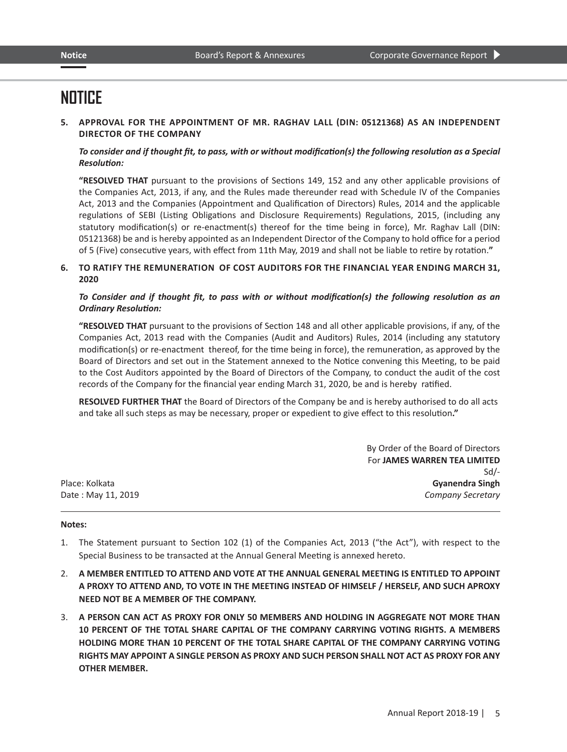# NOTICE

**5. APPROVAL FOR THE APPOINTMENT OF MR. RAGHAV LALL (DIN: 05121368) AS AN INDEPENDENT DIRECTOR OF THE COMPANY**

***To consider and if thought fit, to pass, with or without modification(s) the following resolution as a Special Resolution:***

**"RESOLVED THAT** pursuant to the provisions of Sections 149, 152 and any other applicable provisions of the Companies Act, 2013, if any, and the Rules made thereunder read with Schedule IV of the Companies Act, 2013 and the Companies (Appointment and Qualification of Directors) Rules, 2014 and the applicable regulations of SEBI (Listing Obligations and Disclosure Requirements) Regulations, 2015, (including any statutory modification(s) or re-enactment(s) thereof for the time being in force), Mr. Raghav Lall (DIN: 05121368) be and is hereby appointed as an Independent Director of the Company to hold office for a period of 5 (Five) consecutive years, with effect from 11th May, 2019 and shall not be liable to retire by rotation.**"**

**6. TO RATIFY THE REMUNERATION OF COST AUDITORS FOR THE FINANCIAL YEAR ENDING MARCH 31, 2020**

***To Consider and if thought fit, to pass with or without modification(s) the following resolution as an Ordinary Resolution:***

**"RESOLVED THAT** pursuant to the provisions of Section 148 and all other applicable provisions, if any, of the Companies Act, 2013 read with the Companies (Audit and Auditors) Rules, 2014 (including any statutory modification(s) or re-enactment thereof, for the time being in force), the remuneration, as approved by the Board of Directors and set out in the Statement annexed to the Notice convening this Meeting, to be paid to the Cost Auditors appointed by the Board of Directors of the Company, to conduct the audit of the cost records of the Company for the financial year ending March 31, 2020, be and is hereby ratified.

**RESOLVED FURTHER THAT** the Board of Directors of the Company be and is hereby authorised to do all acts and take all such steps as may be necessary, proper or expedient to give effect to this resolution**."**

By Order of the Board of Directors
For **JAMES WARREN TEA LIMITED**
Sd/-
**Gyanendra Singh**
*Company Secretary*

Place: Kolkata
Date : May 11, 2019

**Notes:**

1. The Statement pursuant to Section 102 (1) of the Companies Act, 2013 ("the Act"), with respect to the Special Business to be transacted at the Annual General Meeting is annexed hereto.

2. **A MEMBER ENTITLED TO ATTEND AND VOTE AT THE ANNUAL GENERAL MEETING IS ENTITLED TO APPOINT A PROXY TO ATTEND AND, TO VOTE IN THE MEETING INSTEAD OF HIMSELF / HERSELF, AND SUCH APROXY NEED NOT BE A MEMBER OF THE COMPANY.**

3. **A PERSON CAN ACT AS PROXY FOR ONLY 50 MEMBERS AND HOLDING IN AGGREGATE NOT MORE THAN 10 PERCENT OF THE TOTAL SHARE CAPITAL OF THE COMPANY CARRYING VOTING RIGHTS. A MEMBERS HOLDING MORE THAN 10 PERCENT OF THE TOTAL SHARE CAPITAL OF THE COMPANY CARRYING VOTING RIGHTS MAY APPOINT A SINGLE PERSON AS PROXY AND SUCH PERSON SHALL NOT ACT AS PROXY FOR ANY OTHER MEMBER.**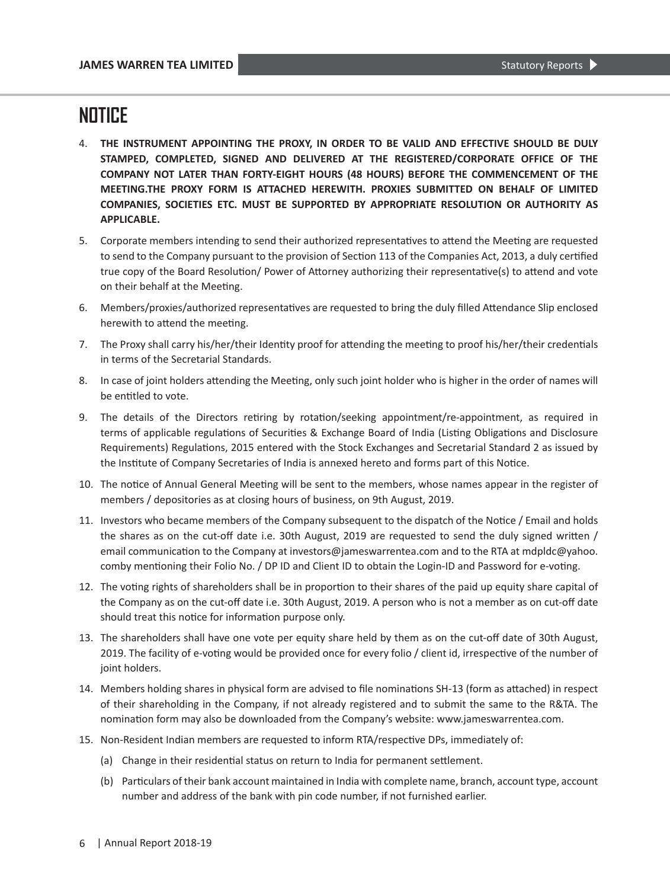# NOTICE

4. **THE INSTRUMENT APPOINTING THE PROXY, IN ORDER TO BE VALID AND EFFECTIVE SHOULD BE DULY STAMPED, COMPLETED, SIGNED AND DELIVERED AT THE REGISTERED/CORPORATE OFFICE OF THE COMPANY NOT LATER THAN FORTY-EIGHT HOURS (48 HOURS) BEFORE THE COMMENCEMENT OF THE MEETING.THE PROXY FORM IS ATTACHED HEREWITH. PROXIES SUBMITTED ON BEHALF OF LIMITED COMPANIES, SOCIETIES ETC. MUST BE SUPPORTED BY APPROPRIATE RESOLUTION OR AUTHORITY AS APPLICABLE.**

5. Corporate members intending to send their authorized representatives to attend the Meeting are requested to send to the Company pursuant to the provision of Section 113 of the Companies Act, 2013, a duly certified true copy of the Board Resolution/ Power of Attorney authorizing their representative(s) to attend and vote on their behalf at the Meeting.

6. Members/proxies/authorized representatives are requested to bring the duly filled Attendance Slip enclosed herewith to attend the meeting.

7. The Proxy shall carry his/her/their Identity proof for attending the meeting to proof his/her/their credentials in terms of the Secretarial Standards.

8. In case of joint holders attending the Meeting, only such joint holder who is higher in the order of names will be entitled to vote.

9. The details of the Directors retiring by rotation/seeking appointment/re-appointment, as required in terms of applicable regulations of Securities & Exchange Board of India (Listing Obligations and Disclosure Requirements) Regulations, 2015 entered with the Stock Exchanges and Secretarial Standard 2 as issued by the Institute of Company Secretaries of India is annexed hereto and forms part of this Notice.

10. The notice of Annual General Meeting will be sent to the members, whose names appear in the register of members / depositories as at closing hours of business, on 9th August, 2019.

11. Investors who became members of the Company subsequent to the dispatch of the Notice / Email and holds the shares as on the cut-off date i.e. 30th August, 2019 are requested to send the duly signed written / email communication to the Company at investors@jameswarrentea.com and to the RTA at mdpldc@yahoo.comby mentioning their Folio No. / DP ID and Client ID to obtain the Login-ID and Password for e-voting.

12. The voting rights of shareholders shall be in proportion to their shares of the paid up equity share capital of the Company as on the cut-off date i.e. 30th August, 2019. A person who is not a member as on cut-off date should treat this notice for information purpose only.

13. The shareholders shall have one vote per equity share held by them as on the cut-off date of 30th August, 2019. The facility of e-voting would be provided once for every folio / client id, irrespective of the number of joint holders.

14. Members holding shares in physical form are advised to file nominations SH-13 (form as attached) in respect of their shareholding in the Company, if not already registered and to submit the same to the R&TA. The nomination form may also be downloaded from the Company's website: www.jameswarrentea.com.

15. Non-Resident Indian members are requested to inform RTA/respective DPs, immediately of:

    (a) Change in their residential status on return to India for permanent settlement.

    (b) Particulars of their bank account maintained in India with complete name, branch, account type, account number and address of the bank with pin code number, if not furnished earlier.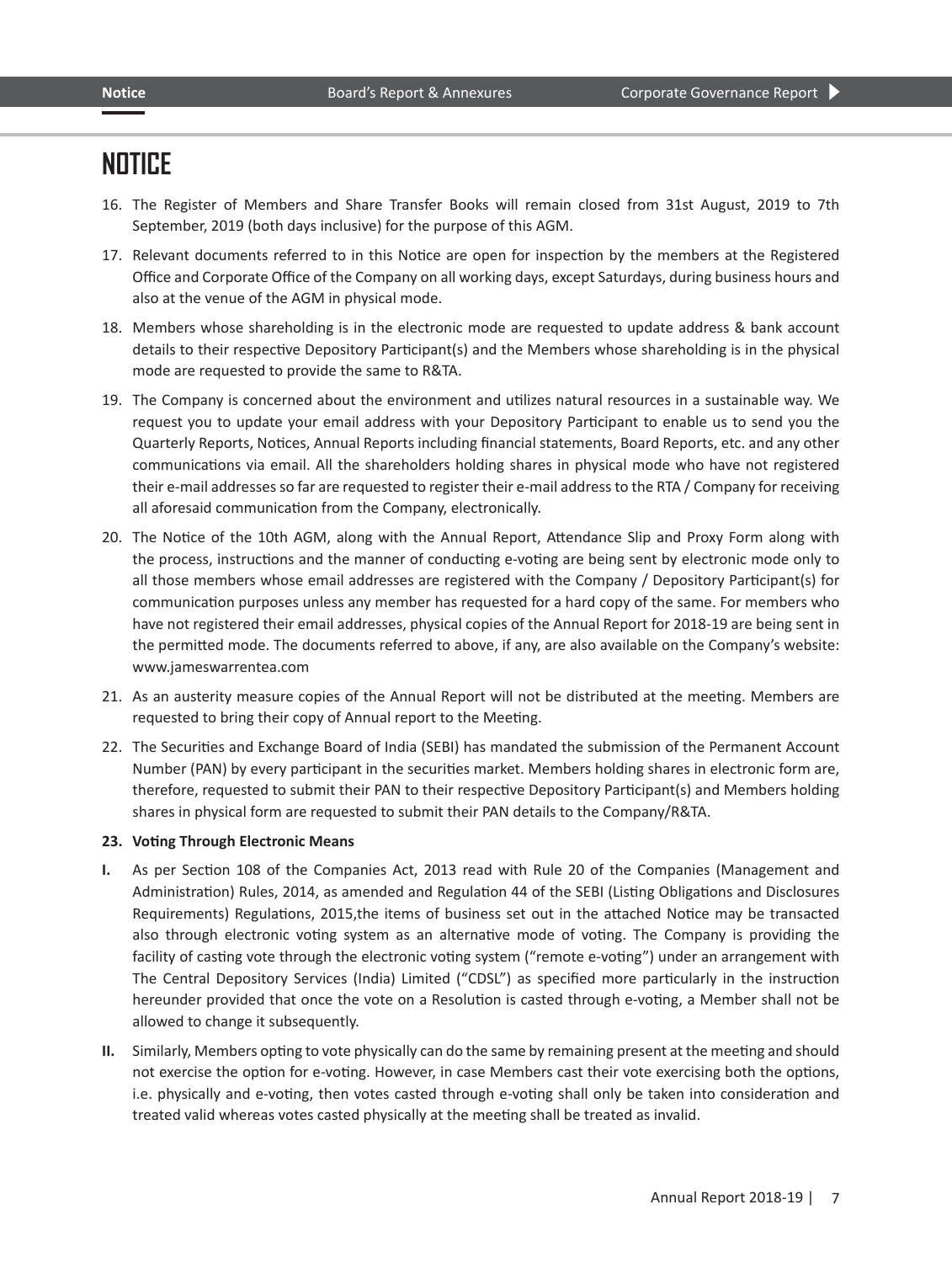# NOTICE

16. The Register of Members and Share Transfer Books will remain closed from 31st August, 2019 to 7th September, 2019 (both days inclusive) for the purpose of this AGM.

17. Relevant documents referred to in this Notice are open for inspection by the members at the Registered Office and Corporate Office of the Company on all working days, except Saturdays, during business hours and also at the venue of the AGM in physical mode.

18. Members whose shareholding is in the electronic mode are requested to update address & bank account details to their respective Depository Participant(s) and the Members whose shareholding is in the physical mode are requested to provide the same to R&TA.

19. The Company is concerned about the environment and utilizes natural resources in a sustainable way. We request you to update your email address with your Depository Participant to enable us to send you the Quarterly Reports, Notices, Annual Reports including financial statements, Board Reports, etc. and any other communications via email. All the shareholders holding shares in physical mode who have not registered their e-mail addresses so far are requested to register their e-mail address to the RTA / Company for receiving all aforesaid communication from the Company, electronically.

20. The Notice of the 10th AGM, along with the Annual Report, Attendance Slip and Proxy Form along with the process, instructions and the manner of conducting e-voting are being sent by electronic mode only to all those members whose email addresses are registered with the Company / Depository Participant(s) for communication purposes unless any member has requested for a hard copy of the same. For members who have not registered their email addresses, physical copies of the Annual Report for 2018-19 are being sent in the permitted mode. The documents referred to above, if any, are also available on the Company's website: www.jameswarrentea.com

21. As an austerity measure copies of the Annual Report will not be distributed at the meeting. Members are requested to bring their copy of Annual report to the Meeting.

22. The Securities and Exchange Board of India (SEBI) has mandated the submission of the Permanent Account Number (PAN) by every participant in the securities market. Members holding shares in electronic form are, therefore, requested to submit their PAN to their respective Depository Participant(s) and Members holding shares in physical form are requested to submit their PAN details to the Company/R&TA.

**23. Voting Through Electronic Means**

**I.** As per Section 108 of the Companies Act, 2013 read with Rule 20 of the Companies (Management and Administration) Rules, 2014, as amended and Regulation 44 of the SEBI (Listing Obligations and Disclosures Requirements) Regulations, 2015,the items of business set out in the attached Notice may be transacted also through electronic voting system as an alternative mode of voting. The Company is providing the facility of casting vote through the electronic voting system ("remote e-voting") under an arrangement with The Central Depository Services (India) Limited ("CDSL") as specified more particularly in the instruction hereunder provided that once the vote on a Resolution is casted through e-voting, a Member shall not be allowed to change it subsequently.

**II.** Similarly, Members opting to vote physically can do the same by remaining present at the meeting and should not exercise the option for e-voting. However, in case Members cast their vote exercising both the options, i.e. physically and e-voting, then votes casted through e-voting shall only be taken into consideration and treated valid whereas votes casted physically at the meeting shall be treated as invalid.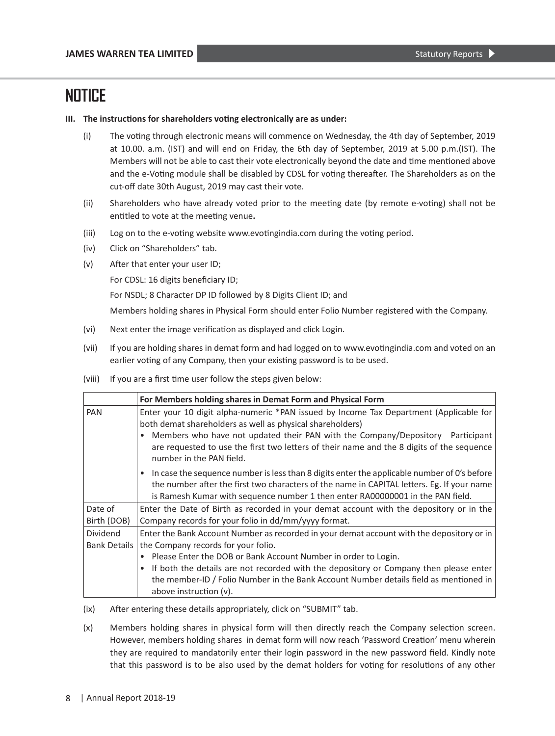# NOTICE

**III. The instructions for shareholders voting electronically are as under:**

(i) The voting through electronic means will commence on Wednesday, the 4th day of September, 2019 at 10.00. a.m. (IST) and will end on Friday, the 6th day of September, 2019 at 5.00 p.m.(IST). The Members will not be able to cast their vote electronically beyond the date and time mentioned above and the e-Voting module shall be disabled by CDSL for voting thereafter. The Shareholders as on the cut-off date 30th August, 2019 may cast their vote.

(ii) Shareholders who have already voted prior to the meeting date (by remote e-voting) shall not be entitled to vote at the meeting venue**.**

(iii) Log on to the e-voting website www.evotingindia.com during the voting period.

(iv) Click on "Shareholders" tab.

(v) After that enter your user ID;

For CDSL: 16 digits beneficiary ID;

For NSDL; 8 Character DP ID followed by 8 Digits Client ID; and

Members holding shares in Physical Form should enter Folio Number registered with the Company.

(vi) Next enter the image verification as displayed and click Login.

(vii) If you are holding shares in demat form and had logged on to www.evotingindia.com and voted on an earlier voting of any Company, then your existing password is to be used.

(viii) If you are a first time user follow the steps given below:

| | **For Members holding shares in Demat Form and Physical Form** |
|---|---|
| PAN | Enter your 10 digit alpha-numeric *PAN issued by Income Tax Department (Applicable for both demat shareholders as well as physical shareholders)<br>• Members who have not updated their PAN with the Company/Depository Participant are requested to use the first two letters of their name and the 8 digits of the sequence number in the PAN field.<br>• In case the sequence number is less than 8 digits enter the applicable number of 0's before the number after the first two characters of the name in CAPITAL letters. Eg. If your name is Ramesh Kumar with sequence number 1 then enter RA00000001 in the PAN field. |
| Date of Birth (DOB) | Enter the Date of Birth as recorded in your demat account with the depository or in the Company records for your folio in dd/mm/yyyy format. |
| Dividend Bank Details | Enter the Bank Account Number as recorded in your demat account with the depository or in the Company records for your folio.<br>• Please Enter the DOB or Bank Account Number in order to Login.<br>• If both the details are not recorded with the depository or Company then please enter the member-ID / Folio Number in the Bank Account Number details field as mentioned in above instruction (v). |

(ix) After entering these details appropriately, click on "SUBMIT" tab.

(x) Members holding shares in physical form will then directly reach the Company selection screen. However, members holding shares in demat form will now reach 'Password Creation' menu wherein they are required to mandatorily enter their login password in the new password field. Kindly note that this password is to be also used by the demat holders for voting for resolutions of any other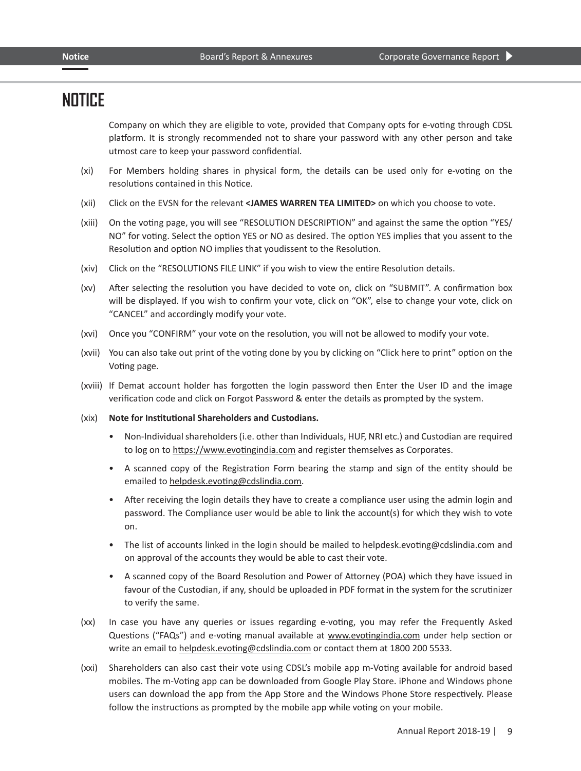# NOTICE

Company on which they are eligible to vote, provided that Company opts for e-voting through CDSL platform. It is strongly recommended not to share your password with any other person and take utmost care to keep your password confidential.

(xi) For Members holding shares in physical form, the details can be used only for e-voting on the resolutions contained in this Notice.

(xii) Click on the EVSN for the relevant **<JAMES WARREN TEA LIMITED>** on which you choose to vote.

(xiii) On the voting page, you will see "RESOLUTION DESCRIPTION" and against the same the option "YES/ NO" for voting. Select the option YES or NO as desired. The option YES implies that you assent to the Resolution and option NO implies that youdissent to the Resolution.

(xiv) Click on the "RESOLUTIONS FILE LINK" if you wish to view the entire Resolution details.

(xv) After selecting the resolution you have decided to vote on, click on "SUBMIT". A confirmation box will be displayed. If you wish to confirm your vote, click on "OK", else to change your vote, click on "CANCEL" and accordingly modify your vote.

(xvi) Once you "CONFIRM" your vote on the resolution, you will not be allowed to modify your vote.

(xvii) You can also take out print of the voting done by you by clicking on "Click here to print" option on the Voting page.

(xviii) If Demat account holder has forgotten the login password then Enter the User ID and the image verification code and click on Forgot Password & enter the details as prompted by the system.

(xix) **Note for Institutional Shareholders and Custodians.**

- Non-Individual shareholders (i.e. other than Individuals, HUF, NRI etc.) and Custodian are required to log on to https://www.evotingindia.com and register themselves as Corporates.
- A scanned copy of the Registration Form bearing the stamp and sign of the entity should be emailed to helpdesk.evoting@cdslindia.com.
- After receiving the login details they have to create a compliance user using the admin login and password. The Compliance user would be able to link the account(s) for which they wish to vote on.
- The list of accounts linked in the login should be mailed to helpdesk.evoting@cdslindia.com and on approval of the accounts they would be able to cast their vote.
- A scanned copy of the Board Resolution and Power of Attorney (POA) which they have issued in favour of the Custodian, if any, should be uploaded in PDF format in the system for the scrutinizer to verify the same.

(xx) In case you have any queries or issues regarding e-voting, you may refer the Frequently Asked Questions ("FAQs") and e-voting manual available at www.evotingindia.com under help section or write an email to helpdesk.evoting@cdslindia.com or contact them at 1800 200 5533.

(xxi) Shareholders can also cast their vote using CDSL's mobile app m-Voting available for android based mobiles. The m-Voting app can be downloaded from Google Play Store. iPhone and Windows phone users can download the app from the App Store and the Windows Phone Store respectively. Please follow the instructions as prompted by the mobile app while voting on your mobile.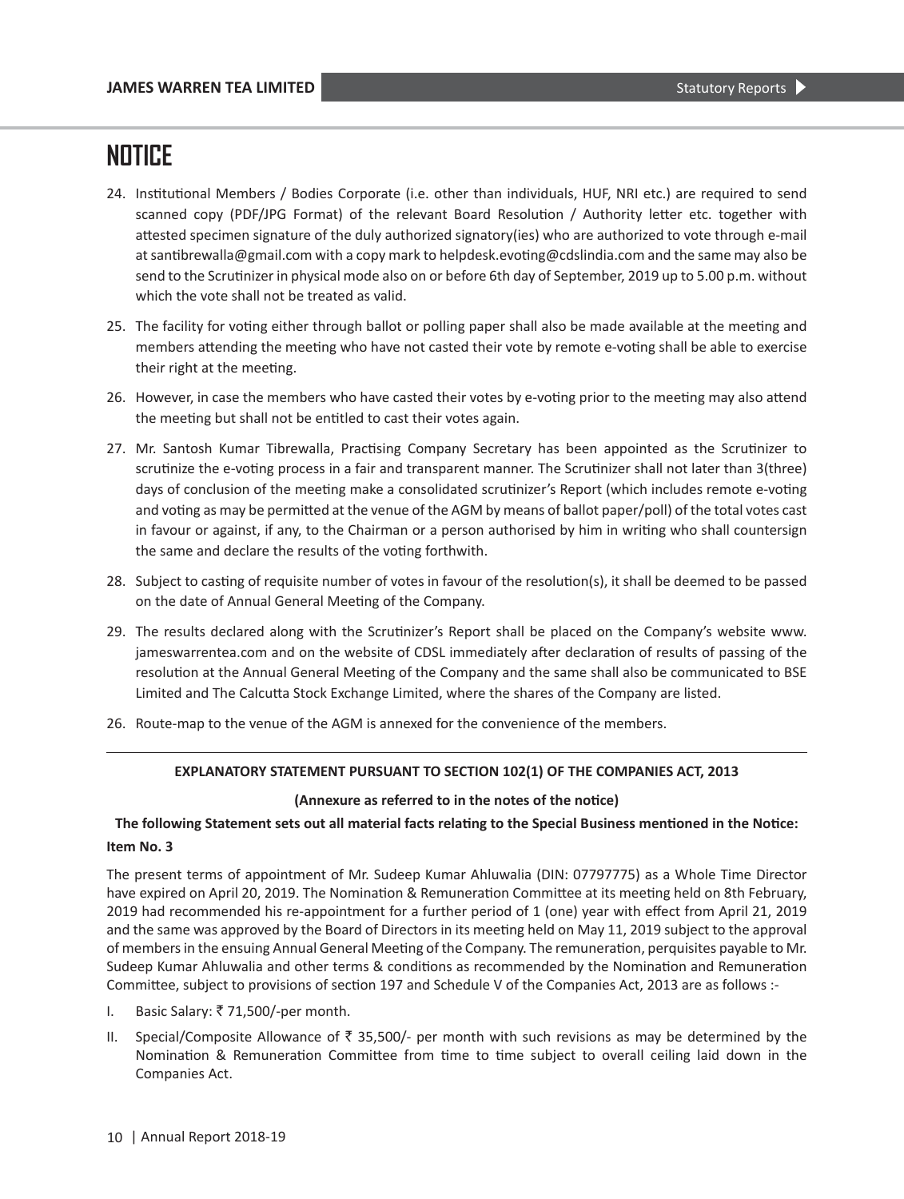# NOTICE

24. Institutional Members / Bodies Corporate (i.e. other than individuals, HUF, NRI etc.) are required to send scanned copy (PDF/JPG Format) of the relevant Board Resolution / Authority letter etc. together with attested specimen signature of the duly authorized signatory(ies) who are authorized to vote through e-mail at santibrewalla@gmail.com with a copy mark to helpdesk.evoting@cdslindia.com and the same may also be send to the Scrutinizer in physical mode also on or before 6th day of September, 2019 up to 5.00 p.m. without which the vote shall not be treated as valid.

25. The facility for voting either through ballot or polling paper shall also be made available at the meeting and members attending the meeting who have not casted their vote by remote e-voting shall be able to exercise their right at the meeting.

26. However, in case the members who have casted their votes by e-voting prior to the meeting may also attend the meeting but shall not be entitled to cast their votes again.

27. Mr. Santosh Kumar Tibrewalla, Practising Company Secretary has been appointed as the Scrutinizer to scrutinize the e-voting process in a fair and transparent manner. The Scrutinizer shall not later than 3(three) days of conclusion of the meeting make a consolidated scrutinizer's Report (which includes remote e-voting and voting as may be permitted at the venue of the AGM by means of ballot paper/poll) of the total votes cast in favour or against, if any, to the Chairman or a person authorised by him in writing who shall countersign the same and declare the results of the voting forthwith.

28. Subject to casting of requisite number of votes in favour of the resolution(s), it shall be deemed to be passed on the date of Annual General Meeting of the Company.

29. The results declared along with the Scrutinizer's Report shall be placed on the Company's website www. jameswarrentea.com and on the website of CDSL immediately after declaration of results of passing of the resolution at the Annual General Meeting of the Company and the same shall also be communicated to BSE Limited and The Calcutta Stock Exchange Limited, where the shares of the Company are listed.

26. Route-map to the venue of the AGM is annexed for the convenience of the members.

---

**EXPLANATORY STATEMENT PURSUANT TO SECTION 102(1) OF THE COMPANIES ACT, 2013**

**(Annexure as referred to in the notes of the notice)**

**The following Statement sets out all material facts relating to the Special Business mentioned in the Notice:**

**Item No. 3**

The present terms of appointment of Mr. Sudeep Kumar Ahluwalia (DIN: 07797775) as a Whole Time Director have expired on April 20, 2019. The Nomination & Remuneration Committee at its meeting held on 8th February, 2019 had recommended his re-appointment for a further period of 1 (one) year with effect from April 21, 2019 and the same was approved by the Board of Directors in its meeting held on May 11, 2019 subject to the approval of members in the ensuing Annual General Meeting of the Company. The remuneration, perquisites payable to Mr. Sudeep Kumar Ahluwalia and other terms & conditions as recommended by the Nomination and Remuneration Committee, subject to provisions of section 197 and Schedule V of the Companies Act, 2013 are as follows :-

I. Basic Salary: ₹ 71,500/-per month.

II. Special/Composite Allowance of ₹ 35,500/- per month with such revisions as may be determined by the Nomination & Remuneration Committee from time to time subject to overall ceiling laid down in the Companies Act.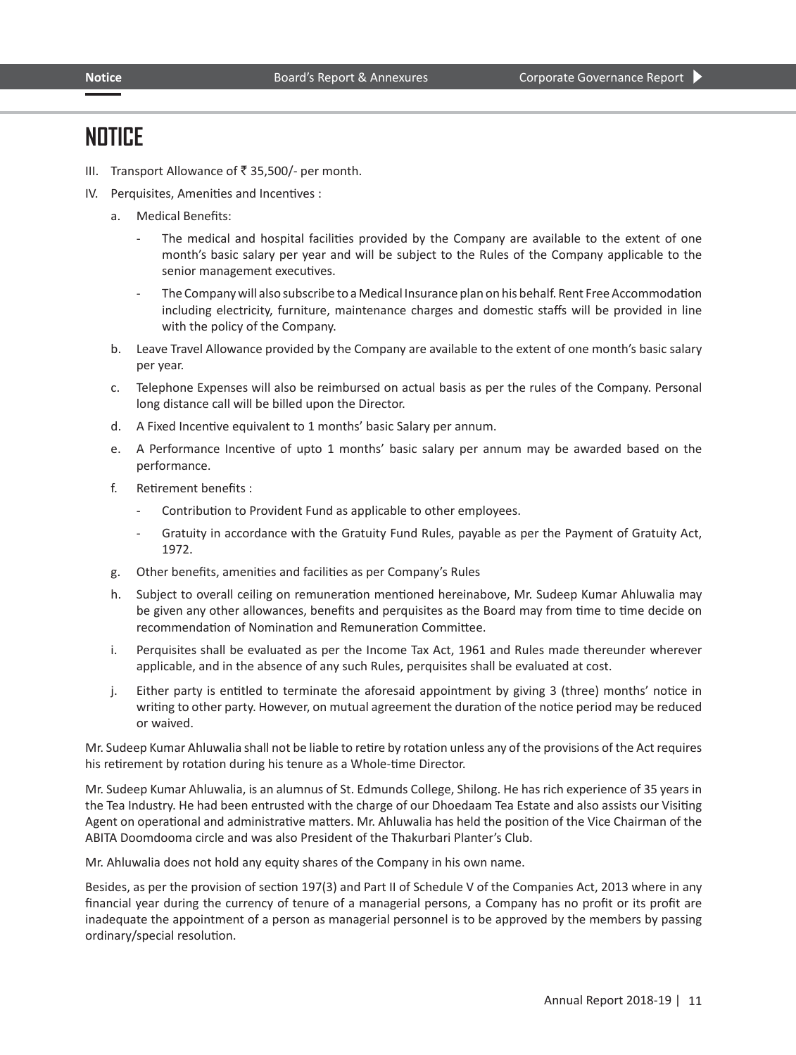# NOTICE

III. Transport Allowance of ₹ 35,500/- per month.

IV. Perquisites, Amenities and Incentives :

a. Medical Benefits:

- The medical and hospital facilities provided by the Company are available to the extent of one month's basic salary per year and will be subject to the Rules of the Company applicable to the senior management executives.
- The Company will also subscribe to a Medical Insurance plan on his behalf. Rent Free Accommodation including electricity, furniture, maintenance charges and domestic staffs will be provided in line with the policy of the Company.

b. Leave Travel Allowance provided by the Company are available to the extent of one month's basic salary per year.

c. Telephone Expenses will also be reimbursed on actual basis as per the rules of the Company. Personal long distance call will be billed upon the Director.

d. A Fixed Incentive equivalent to 1 months' basic Salary per annum.

e. A Performance Incentive of upto 1 months' basic salary per annum may be awarded based on the performance.

f. Retirement benefits :

- Contribution to Provident Fund as applicable to other employees.
- Gratuity in accordance with the Gratuity Fund Rules, payable as per the Payment of Gratuity Act, 1972.

g. Other benefits, amenities and facilities as per Company's Rules

h. Subject to overall ceiling on remuneration mentioned hereinabove, Mr. Sudeep Kumar Ahluwalia may be given any other allowances, benefits and perquisites as the Board may from time to time decide on recommendation of Nomination and Remuneration Committee.

i. Perquisites shall be evaluated as per the Income Tax Act, 1961 and Rules made thereunder wherever applicable, and in the absence of any such Rules, perquisites shall be evaluated at cost.

j. Either party is entitled to terminate the aforesaid appointment by giving 3 (three) months' notice in writing to other party. However, on mutual agreement the duration of the notice period may be reduced or waived.

Mr. Sudeep Kumar Ahluwalia shall not be liable to retire by rotation unless any of the provisions of the Act requires his retirement by rotation during his tenure as a Whole-time Director.

Mr. Sudeep Kumar Ahluwalia, is an alumnus of St. Edmunds College, Shilong. He has rich experience of 35 years in the Tea Industry. He had been entrusted with the charge of our Dhoedaam Tea Estate and also assists our Visiting Agent on operational and administrative matters. Mr. Ahluwalia has held the position of the Vice Chairman of the ABITA Doomdooma circle and was also President of the Thakurbari Planter's Club.

Mr. Ahluwalia does not hold any equity shares of the Company in his own name.

Besides, as per the provision of section 197(3) and Part II of Schedule V of the Companies Act, 2013 where in any financial year during the currency of tenure of a managerial persons, a Company has no profit or its profit are inadequate the appointment of a person as managerial personnel is to be approved by the members by passing ordinary/special resolution.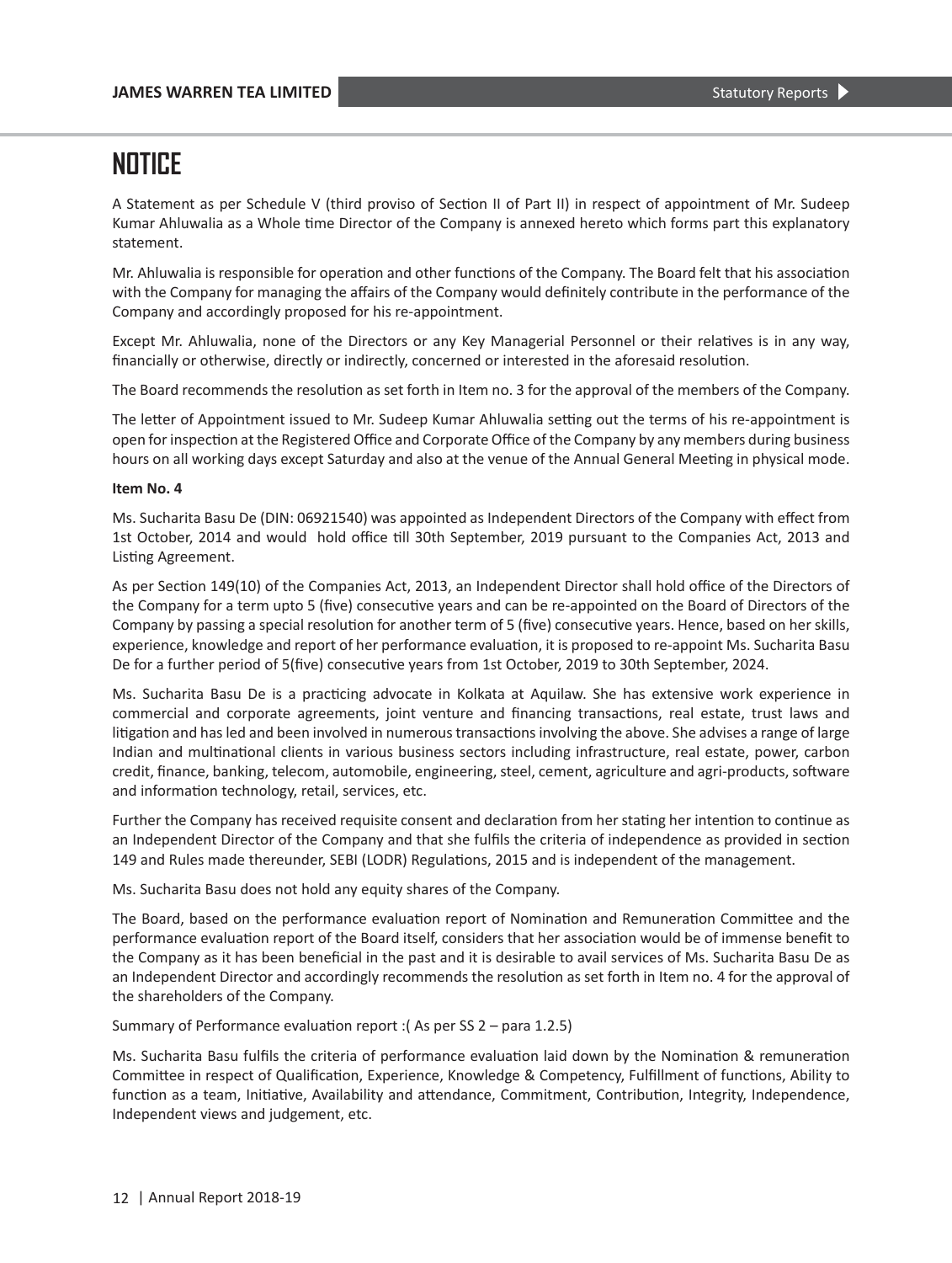# NOTICE

A Statement as per Schedule V (third proviso of Section II of Part II) in respect of appointment of Mr. Sudeep Kumar Ahluwalia as a Whole time Director of the Company is annexed hereto which forms part this explanatory statement.

Mr. Ahluwalia is responsible for operation and other functions of the Company. The Board felt that his association with the Company for managing the affairs of the Company would definitely contribute in the performance of the Company and accordingly proposed for his re-appointment.

Except Mr. Ahluwalia, none of the Directors or any Key Managerial Personnel or their relatives is in any way, financially or otherwise, directly or indirectly, concerned or interested in the aforesaid resolution.

The Board recommends the resolution as set forth in Item no. 3 for the approval of the members of the Company.

The letter of Appointment issued to Mr. Sudeep Kumar Ahluwalia setting out the terms of his re-appointment is open for inspection at the Registered Office and Corporate Office of the Company by any members during business hours on all working days except Saturday and also at the venue of the Annual General Meeting in physical mode.

**Item No. 4**

Ms. Sucharita Basu De (DIN: 06921540) was appointed as Independent Directors of the Company with effect from 1st October, 2014 and would hold office till 30th September, 2019 pursuant to the Companies Act, 2013 and Listing Agreement.

As per Section 149(10) of the Companies Act, 2013, an Independent Director shall hold office of the Directors of the Company for a term upto 5 (five) consecutive years and can be re-appointed on the Board of Directors of the Company by passing a special resolution for another term of 5 (five) consecutive years. Hence, based on her skills, experience, knowledge and report of her performance evaluation, it is proposed to re-appoint Ms. Sucharita Basu De for a further period of 5(five) consecutive years from 1st October, 2019 to 30th September, 2024.

Ms. Sucharita Basu De is a practicing advocate in Kolkata at Aquilaw. She has extensive work experience in commercial and corporate agreements, joint venture and financing transactions, real estate, trust laws and litigation and has led and been involved in numerous transactions involving the above. She advises a range of large Indian and multinational clients in various business sectors including infrastructure, real estate, power, carbon credit, finance, banking, telecom, automobile, engineering, steel, cement, agriculture and agri-products, software and information technology, retail, services, etc.

Further the Company has received requisite consent and declaration from her stating her intention to continue as an Independent Director of the Company and that she fulfils the criteria of independence as provided in section 149 and Rules made thereunder, SEBI (LODR) Regulations, 2015 and is independent of the management.

Ms. Sucharita Basu does not hold any equity shares of the Company.

The Board, based on the performance evaluation report of Nomination and Remuneration Committee and the performance evaluation report of the Board itself, considers that her association would be of immense benefit to the Company as it has been beneficial in the past and it is desirable to avail services of Ms. Sucharita Basu De as an Independent Director and accordingly recommends the resolution as set forth in Item no. 4 for the approval of the shareholders of the Company.

Summary of Performance evaluation report :( As per SS 2 – para 1.2.5)

Ms. Sucharita Basu fulfils the criteria of performance evaluation laid down by the Nomination & remuneration Committee in respect of Qualification, Experience, Knowledge & Competency, Fulfillment of functions, Ability to function as a team, Initiative, Availability and attendance, Commitment, Contribution, Integrity, Independence, Independent views and judgement, etc.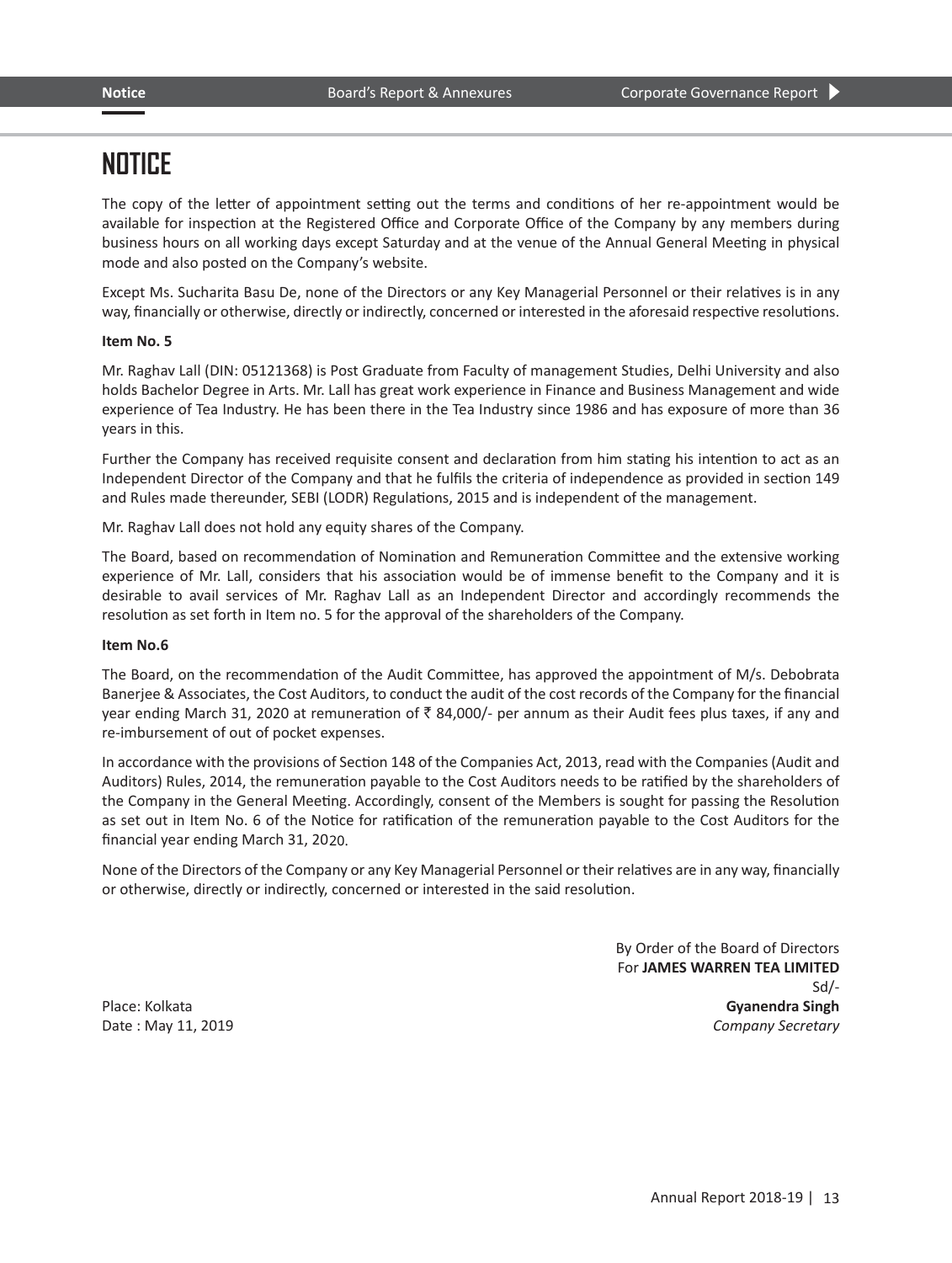# NOTICE

The copy of the letter of appointment setting out the terms and conditions of her re-appointment would be available for inspection at the Registered Office and Corporate Office of the Company by any members during business hours on all working days except Saturday and at the venue of the Annual General Meeting in physical mode and also posted on the Company's website.

Except Ms. Sucharita Basu De, none of the Directors or any Key Managerial Personnel or their relatives is in any way, financially or otherwise, directly or indirectly, concerned or interested in the aforesaid respective resolutions.

**Item No. 5**

Mr. Raghav Lall (DIN: 05121368) is Post Graduate from Faculty of management Studies, Delhi University and also holds Bachelor Degree in Arts. Mr. Lall has great work experience in Finance and Business Management and wide experience of Tea Industry. He has been there in the Tea Industry since 1986 and has exposure of more than 36 years in this.

Further the Company has received requisite consent and declaration from him stating his intention to act as an Independent Director of the Company and that he fulfils the criteria of independence as provided in section 149 and Rules made thereunder, SEBI (LODR) Regulations, 2015 and is independent of the management.

Mr. Raghav Lall does not hold any equity shares of the Company.

The Board, based on recommendation of Nomination and Remuneration Committee and the extensive working experience of Mr. Lall, considers that his association would be of immense benefit to the Company and it is desirable to avail services of Mr. Raghav Lall as an Independent Director and accordingly recommends the resolution as set forth in Item no. 5 for the approval of the shareholders of the Company.

**Item No.6**

The Board, on the recommendation of the Audit Committee, has approved the appointment of M/s. Debobrata Banerjee & Associates, the Cost Auditors, to conduct the audit of the cost records of the Company for the financial year ending March 31, 2020 at remuneration of ₹ 84,000/- per annum as their Audit fees plus taxes, if any and re-imbursement of out of pocket expenses.

In accordance with the provisions of Section 148 of the Companies Act, 2013, read with the Companies (Audit and Auditors) Rules, 2014, the remuneration payable to the Cost Auditors needs to be ratified by the shareholders of the Company in the General Meeting. Accordingly, consent of the Members is sought for passing the Resolution as set out in Item No. 6 of the Notice for ratification of the remuneration payable to the Cost Auditors for the financial year ending March 31, 2020.

None of the Directors of the Company or any Key Managerial Personnel or their relatives are in any way, financially or otherwise, directly or indirectly, concerned or interested in the said resolution.

By Order of the Board of Directors
For **JAMES WARREN TEA LIMITED**
Sd/-
**Gyanendra Singh**
*Company Secretary*

Place: Kolkata
Date : May 11, 2019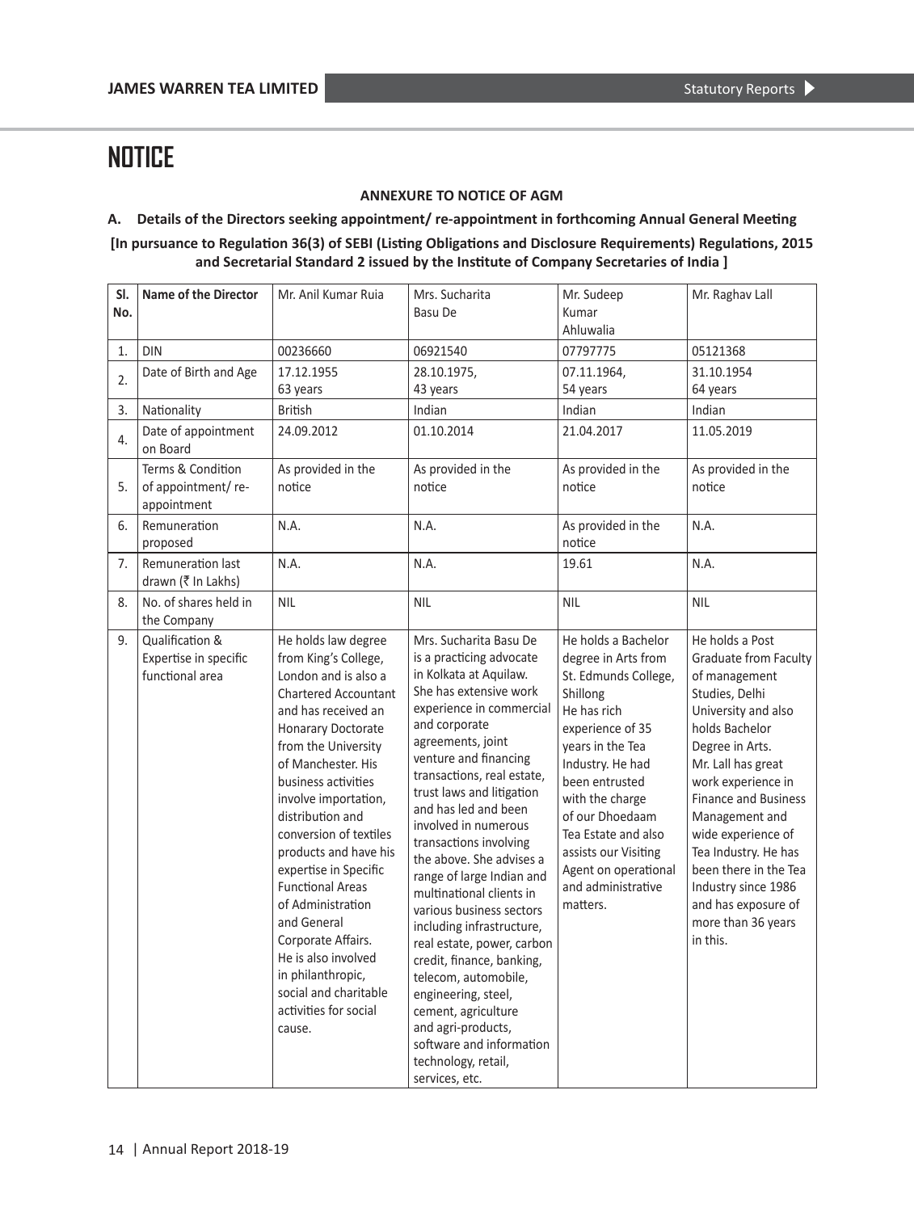# NOTICE

**ANNEXURE TO NOTICE OF AGM**

**A. Details of the Directors seeking appointment/ re-appointment in forthcoming Annual General Meeting**

**[In pursuance to Regulation 36(3) of SEBI (Listing Obligations and Disclosure Requirements) Regulations, 2015 and Secretarial Standard 2 issued by the Institute of Company Secretaries of India ]**

| Sl. No. | Name of the Director | Mr. Anil Kumar Ruia | Mrs. Sucharita Basu De | Mr. Sudeep Kumar Ahluwalia | Mr. Raghav Lall |
|---|---|---|---|---|---|
| 1. | DIN | 00236660 | 06921540 | 07797775 | 05121368 |
| 2. | Date of Birth and Age | 17.12.1955 63 years | 28.10.1975, 43 years | 07.11.1964, 54 years | 31.10.1954 64 years |
| 3. | Nationality | British | Indian | Indian | Indian |
| 4. | Date of appointment on Board | 24.09.2012 | 01.10.2014 | 21.04.2017 | 11.05.2019 |
| 5. | Terms & Condition of appointment/ re-appointment | As provided in the notice | As provided in the notice | As provided in the notice | As provided in the notice |
| 6. | Remuneration proposed | N.A. | N.A. | As provided in the notice | N.A. |
| 7. | Remuneration last drawn (₹ In Lakhs) | N.A. | N.A. | 19.61 | N.A. |
| 8. | No. of shares held in the Company | NIL | NIL | NIL | NIL |
| 9. | Qualification & Expertise in specific functional area | He holds law degree from King's College, London and is also a Chartered Accountant and has received an Honarary Doctorate from the University of Manchester. His business activities involve importation, distribution and conversion of textiles products and have his expertise in Specific Functional Areas of Administration and General Corporate Affairs. He is also involved in philanthropic, social and charitable activities for social cause. | Mrs. Sucharita Basu De is a practicing advocate in Kolkata at Aquilaw. She has extensive work experience in commercial and corporate agreements, joint venture and financing transactions, real estate, trust laws and litigation and has led and been involved in numerous transactions involving the above. She advises a range of large Indian and multinational clients in various business sectors including infrastructure, real estate, power, carbon credit, finance, banking, telecom, automobile, engineering, steel, cement, agriculture and agri-products, software and information technology, retail, services, etc. | He holds a Bachelor degree in Arts from St. Edmunds College, Shillong He has rich experience of 35 years in the Tea Industry. He had been entrusted with the charge of our Dhoedaam Tea Estate and also assists our Visiting Agent on operational and administrative matters. | He holds a Post Graduate from Faculty of management Studies, Delhi University and also holds Bachelor Degree in Arts. Mr. Lall has great work experience in Finance and Business Management and wide experience of Tea Industry. He has been there in the Tea Industry since 1986 and has exposure of more than 36 years in this. |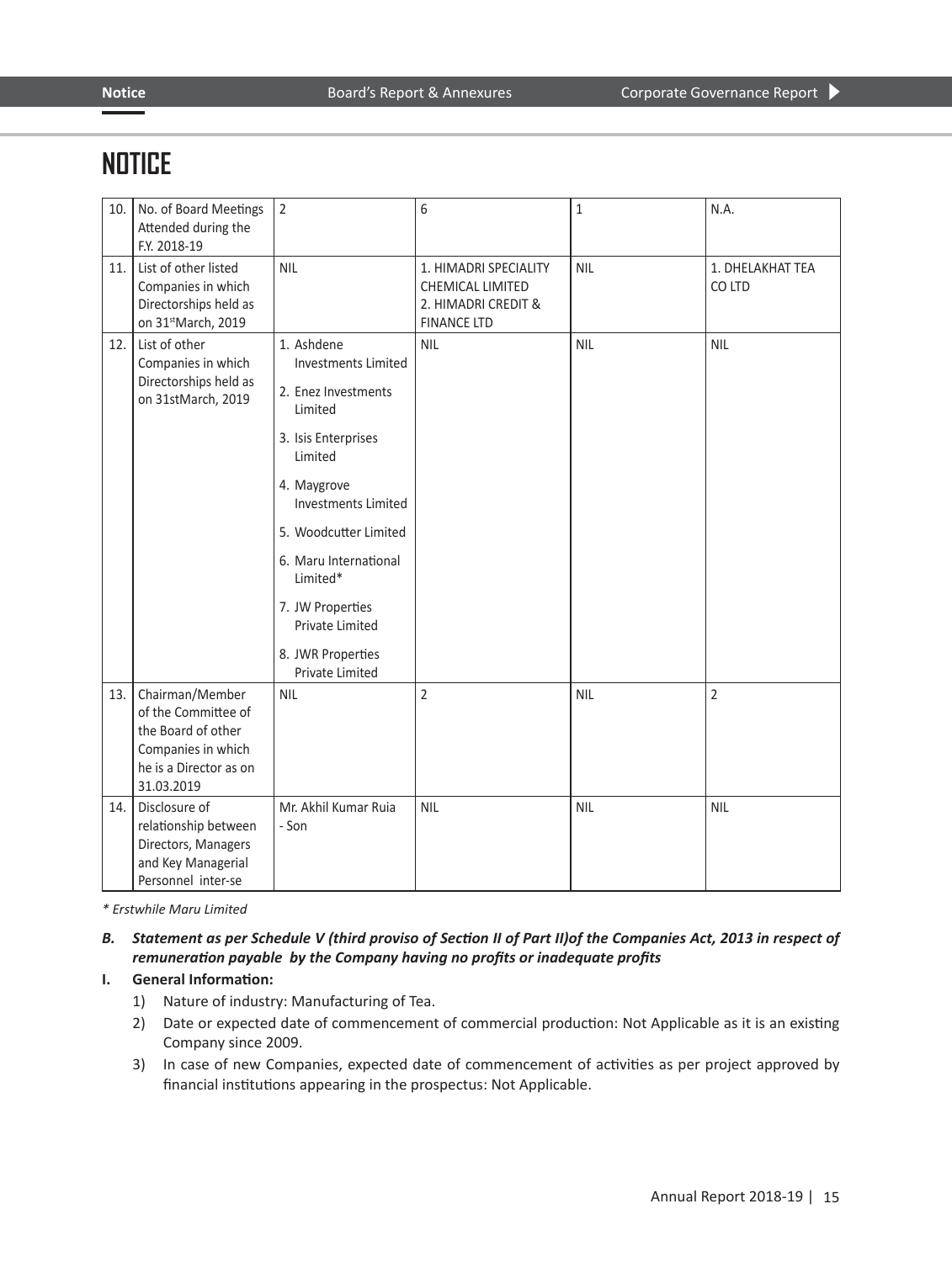# NOTICE

| 10. | No. of Board Meetings Attended during the F.Y. 2018-19 | 2 | 6 | 1 | N.A. |
|---|---|---|---|---|---|
| 11. | List of other listed Companies in which Directorships held as on 31stMarch, 2019 | NIL | 1. HIMADRI SPECIALITY CHEMICAL LIMITED<br>2. HIMADRI CREDIT & FINANCE LTD | NIL | 1. DHELAKHAT TEA CO LTD |
| 12. | List of other Companies in which Directorships held as on 31stMarch, 2019 | 1. Ashdene Investments Limited<br>2. Enez Investments Limited<br>3. Isis Enterprises Limited<br>4. Maygrove Investments Limited<br>5. Woodcutter Limited<br>6. Maru International Limited*<br>7. JW Properties Private Limited<br>8. JWR Properties Private Limited | NIL | NIL | NIL |
| 13. | Chairman/Member of the Committee of the Board of other Companies in which he is a Director as on 31.03.2019 | NIL | 2 | NIL | 2 |
| 14. | Disclosure of relationship between Directors, Managers and Key Managerial Personnel inter-se | Mr. Akhil Kumar Ruia - Son | NIL | NIL | NIL |

*\* Erstwhile Maru Limited*

***B. Statement as per Schedule V (third proviso of Section II of Part II)of the Companies Act, 2013 in respect of remuneration payable by the Company having no profits or inadequate profits***

**I. General Information:**

1) Nature of industry: Manufacturing of Tea.
2) Date or expected date of commencement of commercial production: Not Applicable as it is an existing Company since 2009.
3) In case of new Companies, expected date of commencement of activities as per project approved by financial institutions appearing in the prospectus: Not Applicable.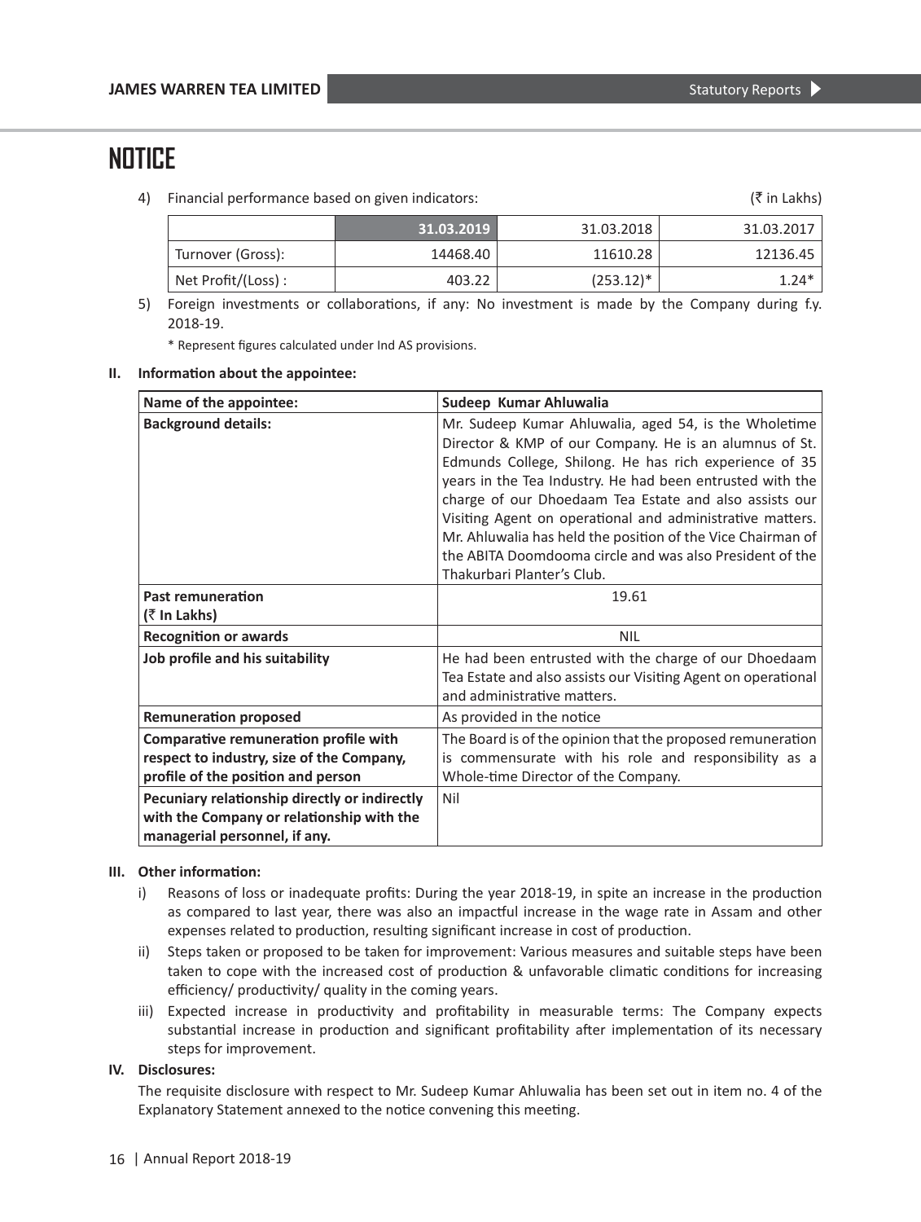# NOTICE

4) Financial performance based on given indicators: (₹ in Lakhs)

| | 31.03.2019 | 31.03.2018 | 31.03.2017 |
|---|---|---|---|
| Turnover (Gross): | 14468.40 | 11610.28 | 12136.45 |
| Net Profit/(Loss) : | 403.22 | (253.12)* | 1.24* |

5) Foreign investments or collaborations, if any: No investment is made by the Company during f.y. 2018-19.

\* Represent figures calculated under Ind AS provisions.

**II. Information about the appointee:**

| Name of the appointee: | Sudeep Kumar Ahluwalia |
|---|---|
| **Background details:** | Mr. Sudeep Kumar Ahluwalia, aged 54, is the Wholetime Director & KMP of our Company. He is an alumnus of St. Edmunds College, Shilong. He has rich experience of 35 years in the Tea Industry. He had been entrusted with the charge of our Dhoedaam Tea Estate and also assists our Visiting Agent on operational and administrative matters. Mr. Ahluwalia has held the position of the Vice Chairman of the ABITA Doomdooma circle and was also President of the Thakurbari Planter's Club. |
| **Past remuneration (₹ In Lakhs)** | 19.61 |
| **Recognition or awards** | NIL |
| **Job profile and his suitability** | He had been entrusted with the charge of our Dhoedaam Tea Estate and also assists our Visiting Agent on operational and administrative matters. |
| **Remuneration proposed** | As provided in the notice |
| **Comparative remuneration profile with respect to industry, size of the Company, profile of the position and person** | The Board is of the opinion that the proposed remuneration is commensurate with his role and responsibility as a Whole-time Director of the Company. |
| **Pecuniary relationship directly or indirectly with the Company or relationship with the managerial personnel, if any.** | Nil |

**III. Other information:**

i) Reasons of loss or inadequate profits: During the year 2018-19, in spite an increase in the production as compared to last year, there was also an impactful increase in the wage rate in Assam and other expenses related to production, resulting significant increase in cost of production.

ii) Steps taken or proposed to be taken for improvement: Various measures and suitable steps have been taken to cope with the increased cost of production & unfavorable climatic conditions for increasing efficiency/ productivity/ quality in the coming years.

iii) Expected increase in productivity and profitability in measurable terms: The Company expects substantial increase in production and significant profitability after implementation of its necessary steps for improvement.

**IV. Disclosures:**

The requisite disclosure with respect to Mr. Sudeep Kumar Ahluwalia has been set out in item no. 4 of the Explanatory Statement annexed to the notice convening this meeting.